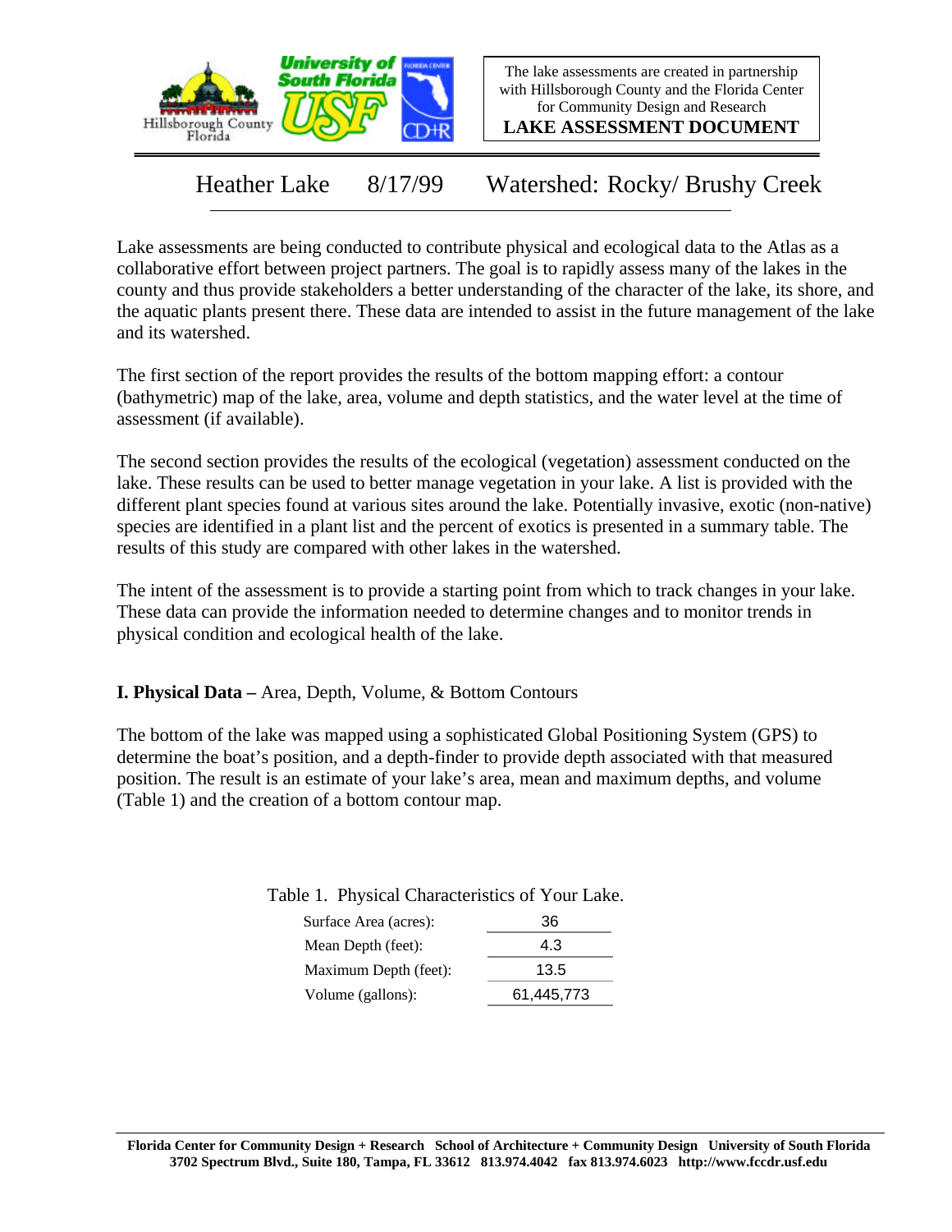The lake assessments are created in partnership with Hillsborough County and the Florida Center for Community Design and Research

**LAKE ASSESSMENT DOCUMENT**

# Heather Lake 8/17/99 Watershed: Rocky/ Brushy Creek

Lake assessments are being conducted to contribute physical and ecological data to the Atlas as a collaborative effort between project partners. The goal is to rapidly assess many of the lakes in the county and thus provide stakeholders a better understanding of the character of the lake, its shore, and the aquatic plants present there. These data are intended to assist in the future management of the lake and its watershed.

The first section of the report provides the results of the bottom mapping effort: a contour (bathymetric) map of the lake, area, volume and depth statistics, and the water level at the time of assessment (if available).

The second section provides the results of the ecological (vegetation) assessment conducted on the lake. These results can be used to better manage vegetation in your lake. A list is provided with the different plant species found at various sites around the lake. Potentially invasive, exotic (non-native) species are identified in a plant list and the percent of exotics is presented in a summary table. The results of this study are compared with other lakes in the watershed.

The intent of the assessment is to provide a starting point from which to track changes in your lake. These data can provide the information needed to determine changes and to monitor trends in physical condition and ecological health of the lake.

## I. Physical Data – Area, Depth, Volume, & Bottom Contours

The bottom of the lake was mapped using a sophisticated Global Positioning System (GPS) to determine the boat's position, and a depth-finder to provide depth associated with that measured position. The result is an estimate of your lake's area, mean and maximum depths, and volume (Table 1) and the creation of a bottom contour map.

Table 1. Physical Characteristics of Your Lake.

| | |
|---|---|
| Surface Area (acres): | 36 |
| Mean Depth (feet): | 4.3 |
| Maximum Depth (feet): | 13.5 |
| Volume (gallons): | 61,445,773 |

**Florida Center for Community Design + Research School of Architecture + Community Design University of South Florida**
**3702 Spectrum Blvd., Suite 180, Tampa, FL 33612 813.974.4042 fax 813.974.6023 http://www.fccdr.usf.edu**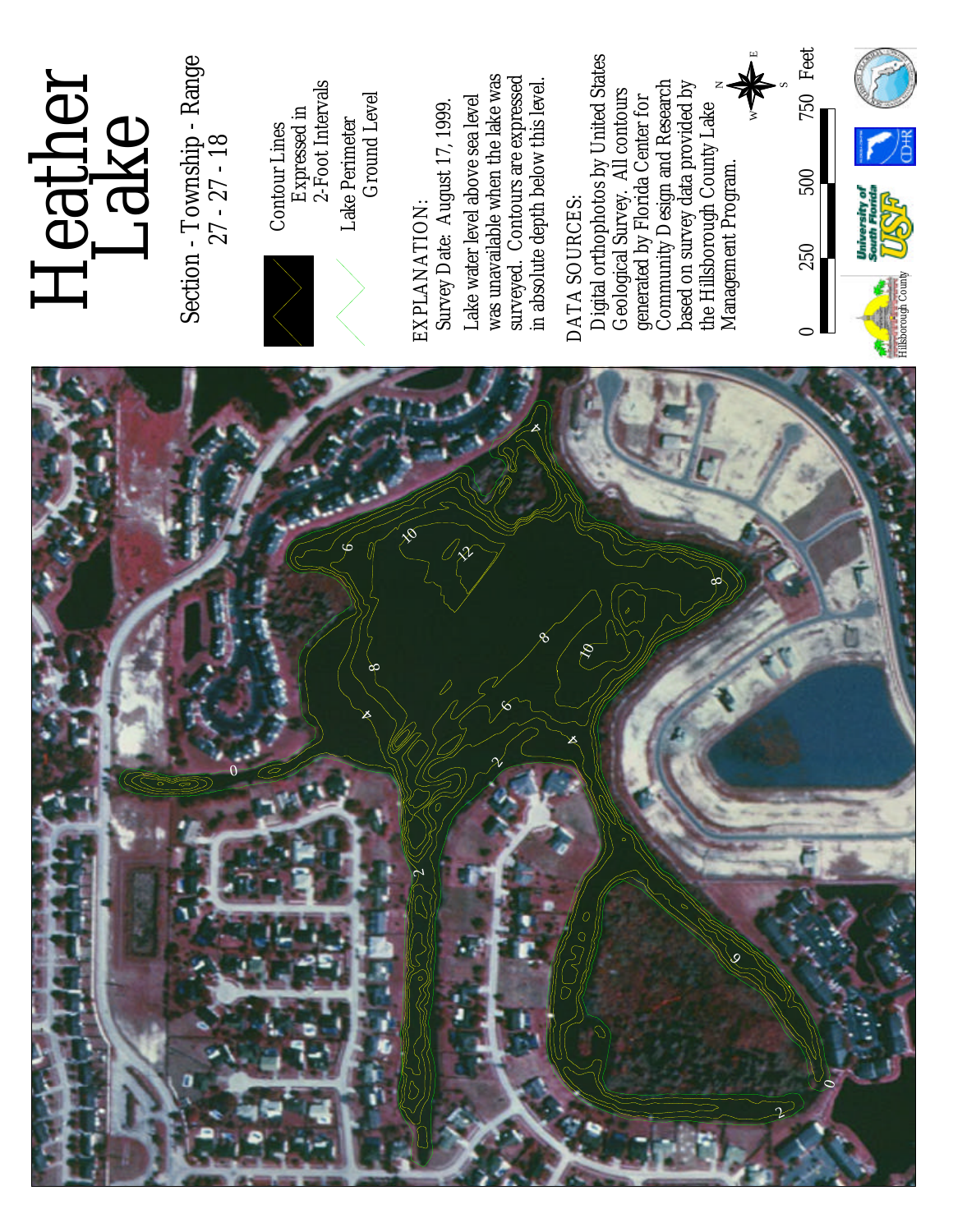# Heather Lake

Section - Township - Range
27 - 27 - 18

Contour Lines Expressed in 2-Foot Intervals

Lake Perimeter Ground Level

EXPLANATION:
Survey Date: August 17, 1999.
Lake water level above sea level was unavailable when the lake was surveyed. Contours are expressed in absolute depth below this level.

DATA SOURCES:
Digital orthophotos by United States Geological Survey. All contours generated by Florida Center for Community Design and Research based on survey data provided by the Hillsborough County Lake Management Program.

0 250 500 750 Feet

Hillsborough County

University of South Florida USF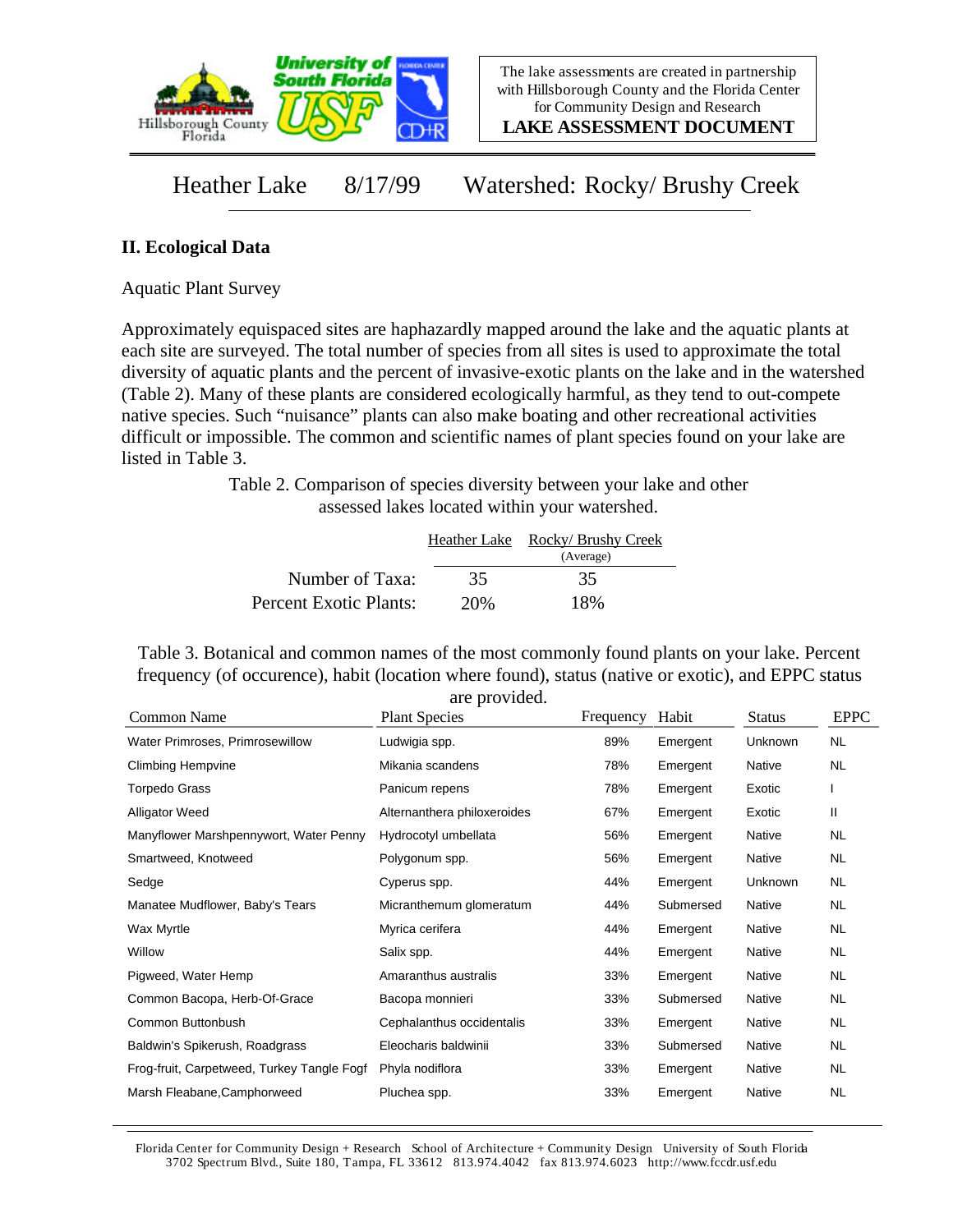Heather Lake 8/17/99 Watershed: Rocky/ Brushy Creek

## II. Ecological Data

Aquatic Plant Survey

Approximately equispaced sites are haphazardly mapped around the lake and the aquatic plants at each site are surveyed. The total number of species from all sites is used to approximate the total diversity of aquatic plants and the percent of invasive-exotic plants on the lake and in the watershed (Table 2). Many of these plants are considered ecologically harmful, as they tend to out-compete native species. Such "nuisance" plants can also make boating and other recreational activities difficult or impossible. The common and scientific names of plant species found on your lake are listed in Table 3.

Table 2. Comparison of species diversity between your lake and other assessed lakes located within your watershed.

| | Heather Lake | Rocky/ Brushy Creek (Average) |
|---|---|---|
| Number of Taxa: | 35 | 35 |
| Percent Exotic Plants: | 20% | 18% |

Table 3. Botanical and common names of the most commonly found plants on your lake. Percent frequency (of occurence), habit (location where found), status (native or exotic), and EPPC status are provided.

| Common Name | Plant Species | Frequency | Habit | Status | EPPC |
|---|---|---|---|---|---|
| Water Primroses, Primrosewillow | Ludwigia spp. | 89% | Emergent | Unknown | NL |
| Climbing Hempvine | Mikania scandens | 78% | Emergent | Native | NL |
| Torpedo Grass | Panicum repens | 78% | Emergent | Exotic | I |
| Alligator Weed | Alternanthera philoxeroides | 67% | Emergent | Exotic | II |
| Manyflower Marshpennywort, Water Penny | Hydrocotyl umbellata | 56% | Emergent | Native | NL |
| Smartweed, Knotweed | Polygonum spp. | 56% | Emergent | Native | NL |
| Sedge | Cyperus spp. | 44% | Emergent | Unknown | NL |
| Manatee Mudflower, Baby's Tears | Micranthemum glomeratum | 44% | Submersed | Native | NL |
| Wax Myrtle | Myrica cerifera | 44% | Emergent | Native | NL |
| Willow | Salix spp. | 44% | Emergent | Native | NL |
| Pigweed, Water Hemp | Amaranthus australis | 33% | Emergent | Native | NL |
| Common Bacopa, Herb-Of-Grace | Bacopa monnieri | 33% | Submersed | Native | NL |
| Common Buttonbush | Cephalanthus occidentalis | 33% | Emergent | Native | NL |
| Baldwin's Spikerush, Roadgrass | Eleocharis baldwinii | 33% | Submersed | Native | NL |
| Frog-fruit, Carpetweed, Turkey Tangle Fogf | Phyla nodiflora | 33% | Emergent | Native | NL |
| Marsh Fleabane,Camphorweed | Pluchea spp. | 33% | Emergent | Native | NL |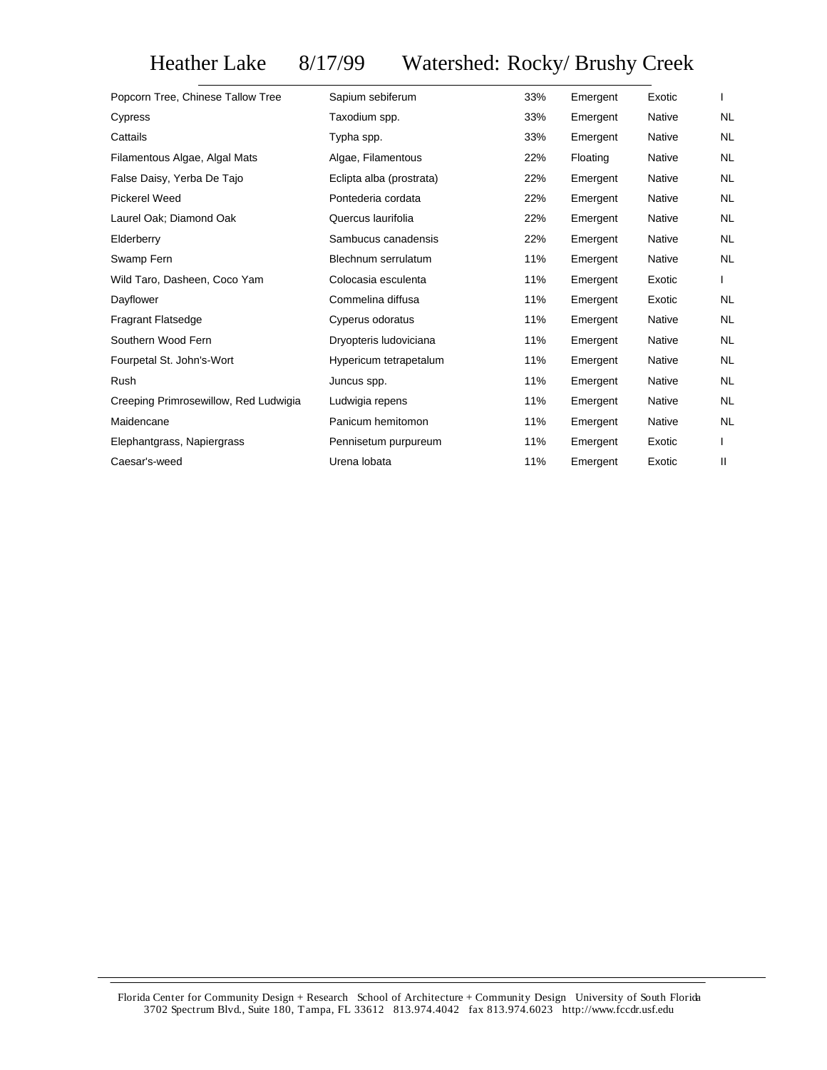# Heather Lake 8/17/99 Watershed: Rocky/ Brushy Creek

| | | | | | |
|---|---|---|---|---|---|
| Popcorn Tree, Chinese Tallow Tree | Sapium sebiferum | 33% | Emergent | Exotic | I |
| Cypress | Taxodium spp. | 33% | Emergent | Native | NL |
| Cattails | Typha spp. | 33% | Emergent | Native | NL |
| Filamentous Algae, Algal Mats | Algae, Filamentous | 22% | Floating | Native | NL |
| False Daisy, Yerba De Tajo | Eclipta alba (prostrata) | 22% | Emergent | Native | NL |
| Pickerel Weed | Pontederia cordata | 22% | Emergent | Native | NL |
| Laurel Oak; Diamond Oak | Quercus laurifolia | 22% | Emergent | Native | NL |
| Elderberry | Sambucus canadensis | 22% | Emergent | Native | NL |
| Swamp Fern | Blechnum serrulatum | 11% | Emergent | Native | NL |
| Wild Taro, Dasheen, Coco Yam | Colocasia esculenta | 11% | Emergent | Exotic | I |
| Dayflower | Commelina diffusa | 11% | Emergent | Exotic | NL |
| Fragrant Flatsedge | Cyperus odoratus | 11% | Emergent | Native | NL |
| Southern Wood Fern | Dryopteris ludoviciana | 11% | Emergent | Native | NL |
| Fourpetal St. John's-Wort | Hypericum tetrapetalum | 11% | Emergent | Native | NL |
| Rush | Juncus spp. | 11% | Emergent | Native | NL |
| Creeping Primrosewillow, Red Ludwigia | Ludwigia repens | 11% | Emergent | Native | NL |
| Maidencane | Panicum hemitomon | 11% | Emergent | Native | NL |
| Elephantgrass, Napiergrass | Pennisetum purpureum | 11% | Emergent | Exotic | I |
| Caesar's-weed | Urena lobata | 11% | Emergent | Exotic | II |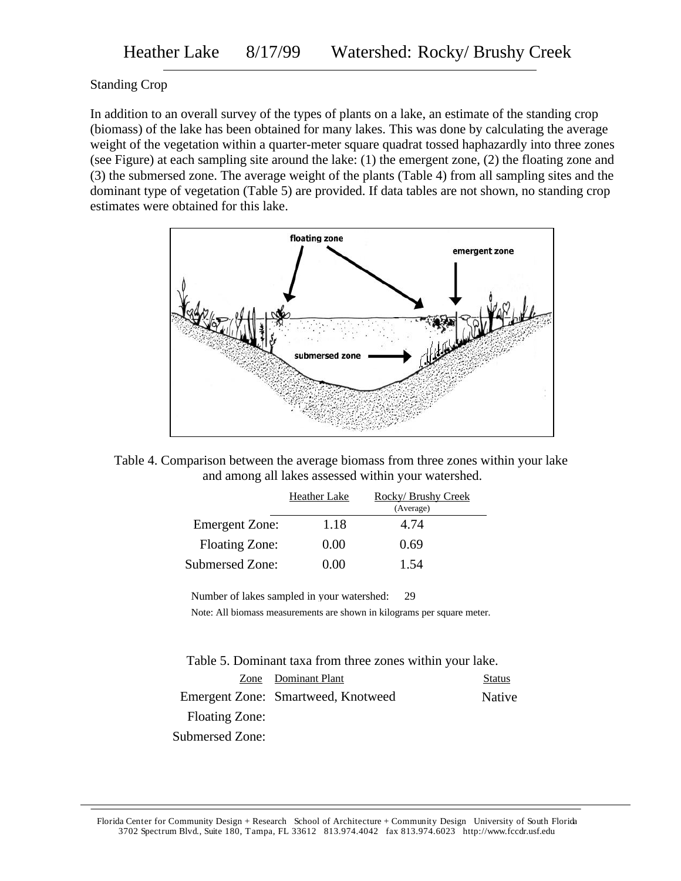# Heather Lake 8/17/99 Watershed: Rocky/ Brushy Creek

Standing Crop

In addition to an overall survey of the types of plants on a lake, an estimate of the standing crop (biomass) of the lake has been obtained for many lakes. This was done by calculating the average weight of the vegetation within a quarter-meter square quadrat tossed haphazardly into three zones (see Figure) at each sampling site around the lake: (1) the emergent zone, (2) the floating zone and (3) the submersed zone. The average weight of the plants (Table 4) from all sampling sites and the dominant type of vegetation (Table 5) are provided. If data tables are not shown, no standing crop estimates were obtained for this lake.

floating zone

emergent zone

submersed zone

Table 4. Comparison between the average biomass from three zones within your lake and among all lakes assessed within your watershed.

| | Heather Lake | Rocky/ Brushy Creek (Average) |
|---|---|---|
| Emergent Zone: | 1.18 | 4.74 |
| Floating Zone: | 0.00 | 0.69 |
| Submersed Zone: | 0.00 | 1.54 |

Number of lakes sampled in your watershed: 29

Note: All biomass measurements are shown in kilograms per square meter.

Table 5. Dominant taxa from three zones within your lake.

| Zone | Dominant Plant | Status |
|---|---|---|
| Emergent Zone: | Smartweed, Knotweed | Native |
| Floating Zone: | | |
| Submersed Zone: | | |